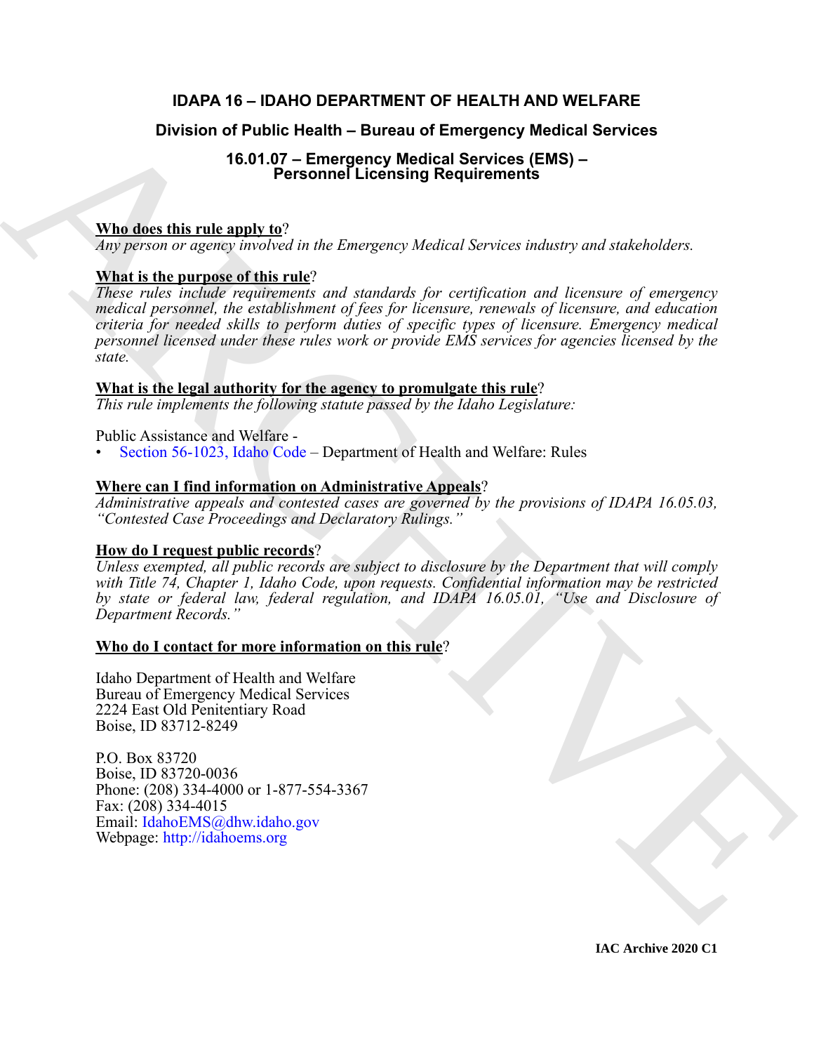# IDAPA 16 – IDAHO DEPARTMENT OF HEALTH AND WELFARE

## Division of Public Health – Bureau of Emergency Medical Services

### 16.01.07 – Emergency Medical Services (EMS) – Personnel Licensing Requirements

**Who does this rule apply to**?

*Any person or agency involved in the Emergency Medical Services industry and stakeholders.*

**What is the purpose of this rule**?

*These rules include requirements and standards for certification and licensure of emergency medical personnel, the establishment of fees for licensure, renewals of licensure, and education criteria for needed skills to perform duties of specific types of licensure. Emergency medical personnel licensed under these rules work or provide EMS services for agencies licensed by the state.*

**What is the legal authority for the agency to promulgate this rule**?

*This rule implements the following statute passed by the Idaho Legislature:*

Public Assistance and Welfare -

- Section 56-1023, Idaho Code – Department of Health and Welfare: Rules

**Where can I find information on Administrative Appeals**?

*Administrative appeals and contested cases are governed by the provisions of IDAPA 16.05.03, "Contested Case Proceedings and Declaratory Rulings."*

**How do I request public records**?

*Unless exempted, all public records are subject to disclosure by the Department that will comply with Title 74, Chapter 1, Idaho Code, upon requests. Confidential information may be restricted by state or federal law, federal regulation, and IDAPA 16.05.01, "Use and Disclosure of Department Records."*

**Who do I contact for more information on this rule**?

Idaho Department of Health and Welfare
Bureau of Emergency Medical Services
2224 East Old Penitentiary Road
Boise, ID 83712-8249

P.O. Box 83720
Boise, ID 83720-0036
Phone: (208) 334-4000 or 1-877-554-3367
Fax: (208) 334-4015
Email: IdahoEMS@dhw.idaho.gov
Webpage: http://idahoems.org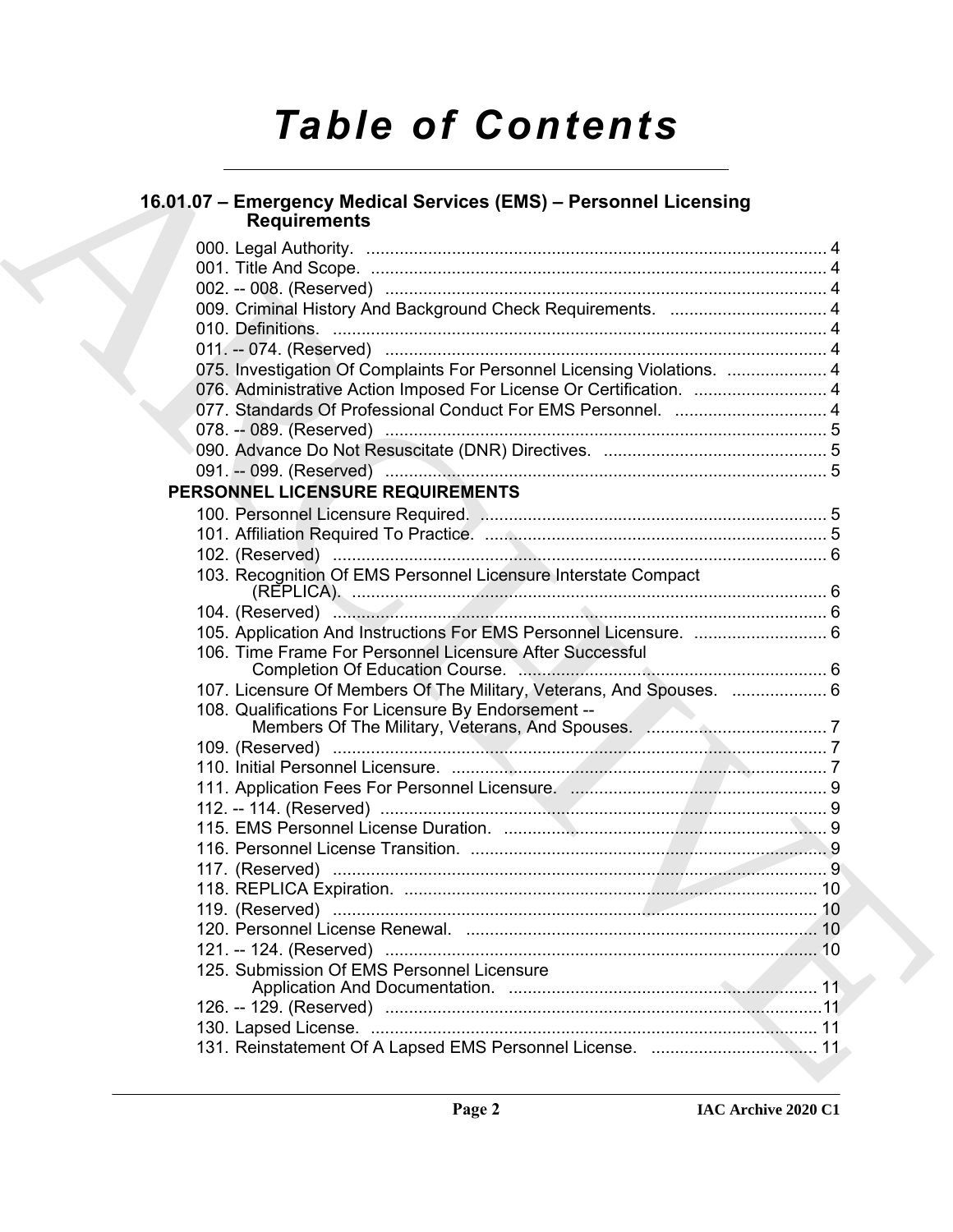# Table of Contents

## 16.01.07 – Emergency Medical Services (EMS) – Personnel Licensing Requirements

000. Legal Authority. .......... 4
001. Title And Scope. .......... 4
002. -- 008. (Reserved) .......... 4
009. Criminal History And Background Check Requirements. .......... 4
010. Definitions. .......... 4
011. -- 074. (Reserved) .......... 4
075. Investigation Of Complaints For Personnel Licensing Violations. .......... 4
076. Administrative Action Imposed For License Or Certification. .......... 4
077. Standards Of Professional Conduct For EMS Personnel. .......... 4
078. -- 089. (Reserved) .......... 5
090. Advance Do Not Resuscitate (DNR) Directives. .......... 5
091. -- 099. (Reserved) .......... 5

**PERSONNEL LICENSURE REQUIREMENTS**

100. Personnel Licensure Required. .......... 5
101. Affiliation Required To Practice. .......... 5
102. (Reserved) .......... 6
103. Recognition Of EMS Personnel Licensure Interstate Compact (REPLICA). .......... 6
104. (Reserved) .......... 6
105. Application And Instructions For EMS Personnel Licensure. .......... 6
106. Time Frame For Personnel Licensure After Successful Completion Of Education Course. .......... 6
107. Licensure Of Members Of The Military, Veterans, And Spouses. .......... 6
108. Qualifications For Licensure By Endorsement -- Members Of The Military, Veterans, And Spouses. .......... 7
109. (Reserved) .......... 7
110. Initial Personnel Licensure. .......... 7
111. Application Fees For Personnel Licensure. .......... 9
112. -- 114. (Reserved) .......... 9
115. EMS Personnel License Duration. .......... 9
116. Personnel License Transition. .......... 9
117. (Reserved) .......... 9
118. REPLICA Expiration. .......... 10
119. (Reserved) .......... 10
120. Personnel License Renewal. .......... 10
121. -- 124. (Reserved) .......... 10
125. Submission Of EMS Personnel Licensure Application And Documentation. .......... 11
126. -- 129. (Reserved) .......... 11
130. Lapsed License. .......... 11
131. Reinstatement Of A Lapsed EMS Personnel License. .......... 11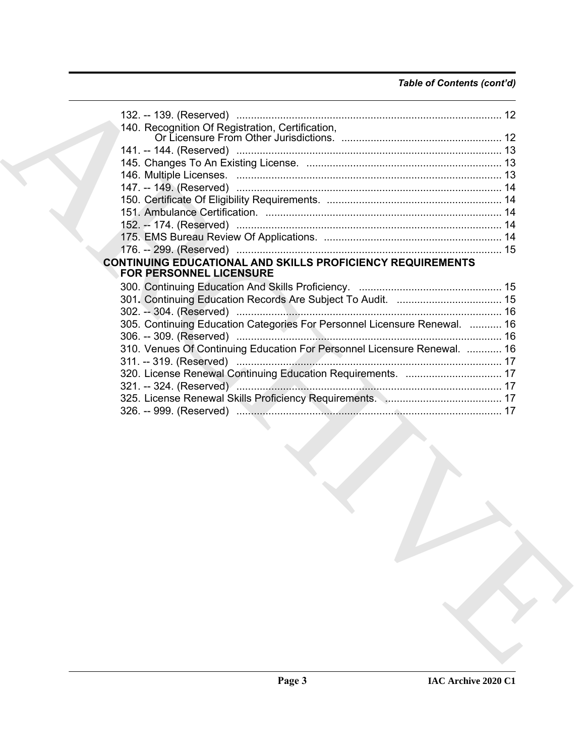*Table of Contents (cont'd)*

132. -- 139. (Reserved) ........................................................................................... 12
140. Recognition Of Registration, Certification, Or Licensure From Other Jurisdictions. ....................................................... 12
141. -- 144. (Reserved) ........................................................................................... 13
145. Changes To An Existing License. ................................................................... 13
146. Multiple Licenses. ........................................................................................... 13
147. -- 149. (Reserved) ........................................................................................... 14
150. Certificate Of Eligibility Requirements. ............................................................ 14
151. Ambulance Certification. ................................................................................. 14
152. -- 174. (Reserved) ........................................................................................... 14
175. EMS Bureau Review Of Applications. ............................................................. 14
176. -- 299. (Reserved) ........................................................................................... 15

**CONTINUING EDUCATIONAL AND SKILLS PROFICIENCY REQUIREMENTS FOR PERSONNEL LICENSURE**

300. Continuing Education And Skills Proficiency. ................................................. 15
301. Continuing Education Records Are Subject To Audit. .................................... 15
302. -- 304. (Reserved) ........................................................................................... 16
305. Continuing Education Categories For Personnel Licensure Renewal. ........... 16
306. -- 309. (Reserved) ........................................................................................... 16
310. Venues Of Continuing Education For Personnel Licensure Renewal. ............ 16
311. -- 319. (Reserved) ........................................................................................... 17
320. License Renewal Continuing Education Requirements. ................................. 17
321. -- 324. (Reserved) ........................................................................................... 17
325. License Renewal Skills Proficiency Requirements. ........................................ 17
326. -- 999. (Reserved) ........................................................................................... 17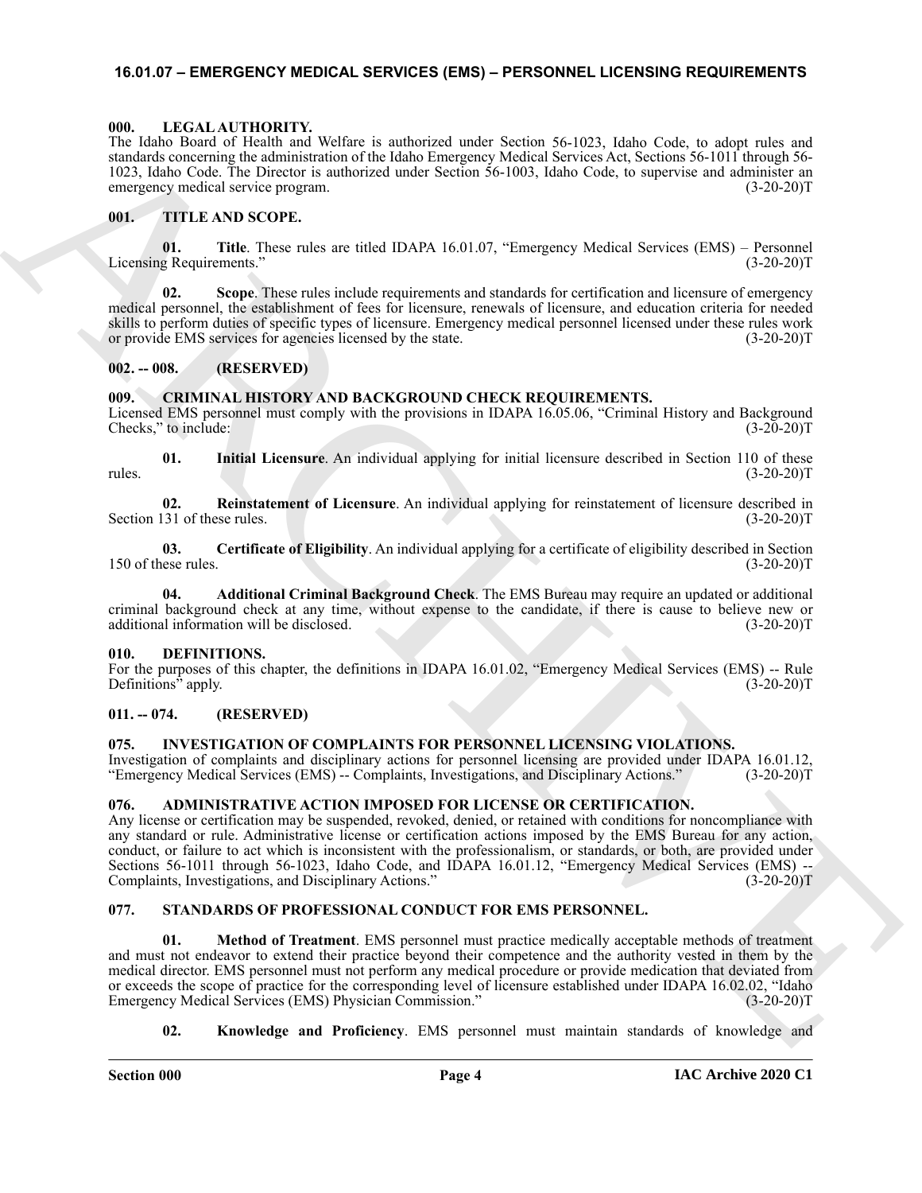## 16.01.07 – EMERGENCY MEDICAL SERVICES (EMS) – PERSONNEL LICENSING REQUIREMENTS

### 000. LEGAL AUTHORITY.

The Idaho Board of Health and Welfare is authorized under Section 56-1023, Idaho Code, to adopt rules and standards concerning the administration of the Idaho Emergency Medical Services Act, Sections 56-1011 through 56-1023, Idaho Code. The Director is authorized under Section 56-1003, Idaho Code, to supervise and administer an emergency medical service program. (3-20-20)T

### 001. TITLE AND SCOPE.

**01. Title**. These rules are titled IDAPA 16.01.07, "Emergency Medical Services (EMS) – Personnel Licensing Requirements." (3-20-20)T

**02. Scope**. These rules include requirements and standards for certification and licensure of emergency medical personnel, the establishment of fees for licensure, renewals of licensure, and education criteria for needed skills to perform duties of specific types of licensure. Emergency medical personnel licensed under these rules work or provide EMS services for agencies licensed by the state. (3-20-20)T

### 002. -- 008. (RESERVED)

### 009. CRIMINAL HISTORY AND BACKGROUND CHECK REQUIREMENTS.

Licensed EMS personnel must comply with the provisions in IDAPA 16.05.06, "Criminal History and Background Checks," to include: (3-20-20)T

**01. Initial Licensure**. An individual applying for initial licensure described in Section 110 of these rules. (3-20-20)T

**02. Reinstatement of Licensure**. An individual applying for reinstatement of licensure described in Section 131 of these rules. (3-20-20)T

**03. Certificate of Eligibility**. An individual applying for a certificate of eligibility described in Section 150 of these rules. (3-20-20)T

**04. Additional Criminal Background Check**. The EMS Bureau may require an updated or additional criminal background check at any time, without expense to the candidate, if there is cause to believe new or additional information will be disclosed. (3-20-20)T

### 010. DEFINITIONS.

For the purposes of this chapter, the definitions in IDAPA 16.01.02, "Emergency Medical Services (EMS) -- Rule Definitions" apply. (3-20-20)T

### 011. -- 074. (RESERVED)

### 075. INVESTIGATION OF COMPLAINTS FOR PERSONNEL LICENSING VIOLATIONS.

Investigation of complaints and disciplinary actions for personnel licensing are provided under IDAPA 16.01.12, "Emergency Medical Services (EMS) -- Complaints, Investigations, and Disciplinary Actions." (3-20-20)T

### 076. ADMINISTRATIVE ACTION IMPOSED FOR LICENSE OR CERTIFICATION.

Any license or certification may be suspended, revoked, denied, or retained with conditions for noncompliance with any standard or rule. Administrative license or certification actions imposed by the EMS Bureau for any action, conduct, or failure to act which is inconsistent with the professionalism, or standards, or both, are provided under Sections 56-1011 through 56-1023, Idaho Code, and IDAPA 16.01.12, "Emergency Medical Services (EMS) -- Complaints, Investigations, and Disciplinary Actions." (3-20-20)T

### 077. STANDARDS OF PROFESSIONAL CONDUCT FOR EMS PERSONNEL.

**01. Method of Treatment**. EMS personnel must practice medically acceptable methods of treatment and must not endeavor to extend their practice beyond their competence and the authority vested in them by the medical director. EMS personnel must not perform any medical procedure or provide medication that deviated from or exceeds the scope of practice for the corresponding level of licensure established under IDAPA 16.02.02, "Idaho Emergency Medical Services (EMS) Physician Commission." (3-20-20)T

**02. Knowledge and Proficiency**. EMS personnel must maintain standards of knowledge and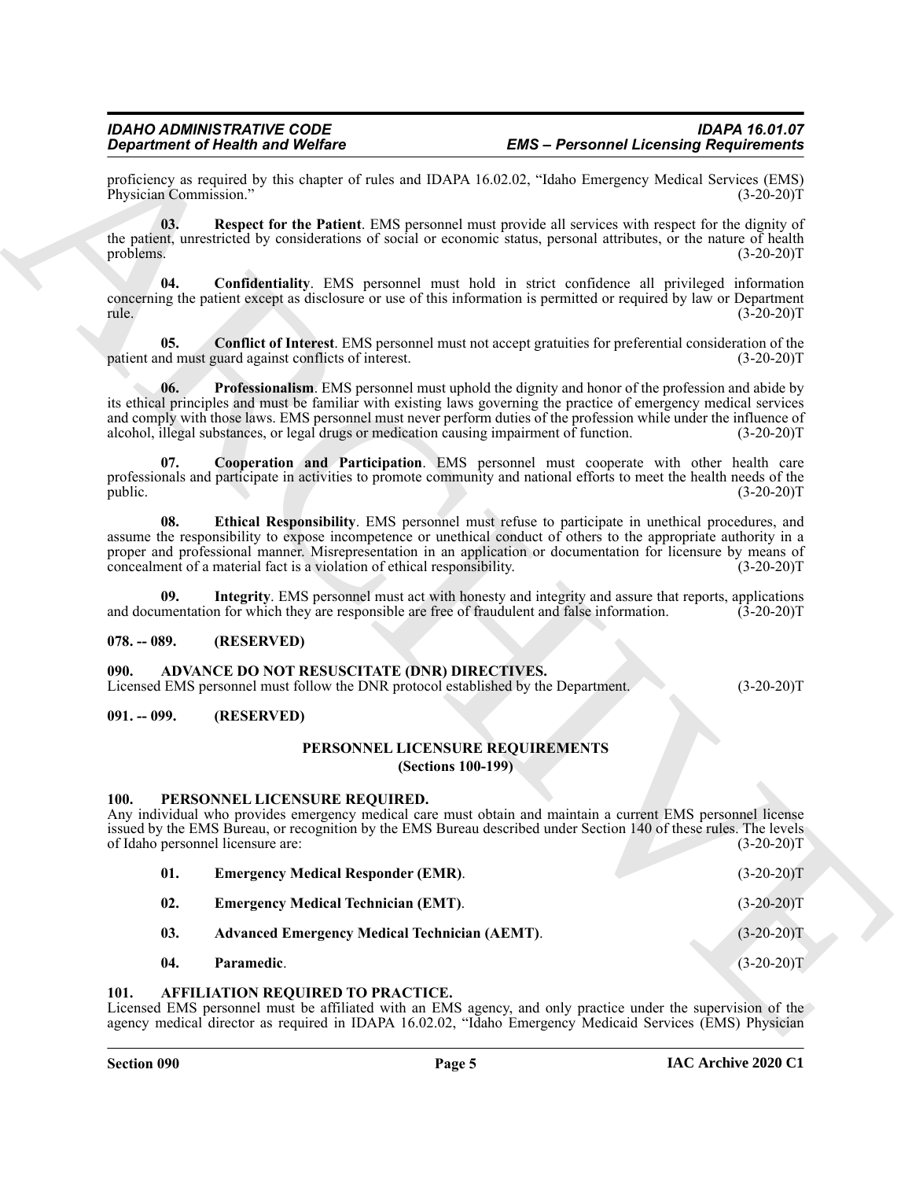proficiency as required by this chapter of rules and IDAPA 16.02.02, "Idaho Emergency Medical Services (EMS) Physician Commission." (3-20-20)T

**03. Respect for the Patient**. EMS personnel must provide all services with respect for the dignity of the patient, unrestricted by considerations of social or economic status, personal attributes, or the nature of health problems. (3-20-20)T

**04. Confidentiality**. EMS personnel must hold in strict confidence all privileged information concerning the patient except as disclosure or use of this information is permitted or required by law or Department rule. (3-20-20)T

**05. Conflict of Interest**. EMS personnel must not accept gratuities for preferential consideration of the patient and must guard against conflicts of interest. (3-20-20)T

**06. Professionalism**. EMS personnel must uphold the dignity and honor of the profession and abide by its ethical principles and must be familiar with existing laws governing the practice of emergency medical services and comply with those laws. EMS personnel must never perform duties of the profession while under the influence of alcohol, illegal substances, or legal drugs or medication causing impairment of function. (3-20-20)T

**07. Cooperation and Participation**. EMS personnel must cooperate with other health care professionals and participate in activities to promote community and national efforts to meet the health needs of the public. (3-20-20)T

**08. Ethical Responsibility**. EMS personnel must refuse to participate in unethical procedures, and assume the responsibility to expose incompetence or unethical conduct of others to the appropriate authority in a proper and professional manner. Misrepresentation in an application or documentation for licensure by means of concealment of a material fact is a violation of ethical responsibility. (3-20-20)T

**09. Integrity**. EMS personnel must act with honesty and integrity and assure that reports, applications and documentation for which they are responsible are free of fraudulent and false information. (3-20-20)T

### 078. -- 089. (RESERVED)

### 090. ADVANCE DO NOT RESUSCITATE (DNR) DIRECTIVES.

Licensed EMS personnel must follow the DNR protocol established by the Department. (3-20-20)T

### 091. -- 099. (RESERVED)

## PERSONNEL LICENSURE REQUIREMENTS
**(Sections 100-199)**

### 100. PERSONNEL LICENSURE REQUIRED.

Any individual who provides emergency medical care must obtain and maintain a current EMS personnel license issued by the EMS Bureau, or recognition by the EMS Bureau described under Section 140 of these rules. The levels of Idaho personnel licensure are: (3-20-20)T

**01. Emergency Medical Responder (EMR)**. (3-20-20)T

**02. Emergency Medical Technician (EMT)**. (3-20-20)T

**03. Advanced Emergency Medical Technician (AEMT)**. (3-20-20)T

**04. Paramedic**. (3-20-20)T

### 101. AFFILIATION REQUIRED TO PRACTICE.

Licensed EMS personnel must be affiliated with an EMS agency, and only practice under the supervision of the agency medical director as required in IDAPA 16.02.02, "Idaho Emergency Medicaid Services (EMS) Physician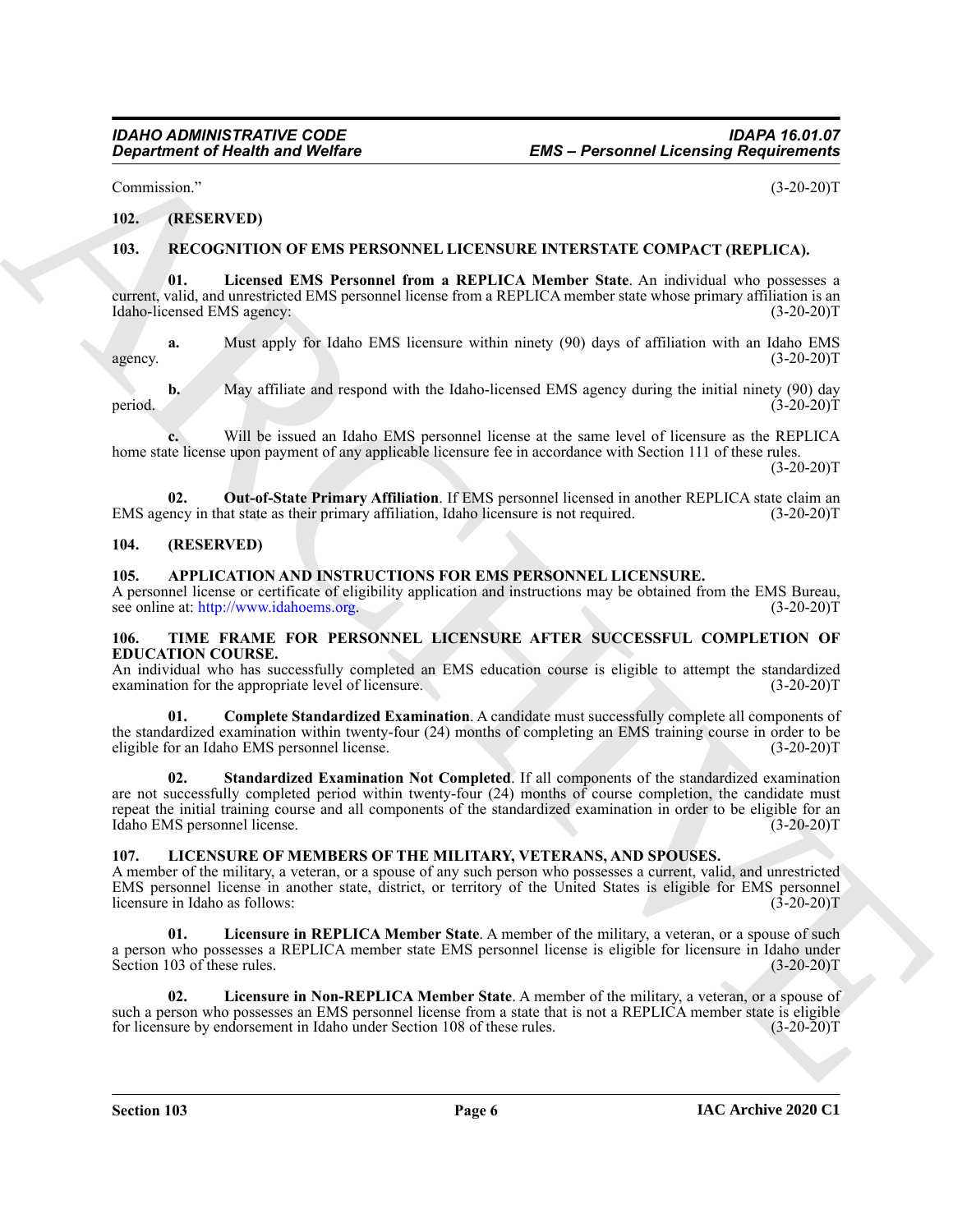Commission." (3-20-20)T

**102. (RESERVED)**

**103. RECOGNITION OF EMS PERSONNEL LICENSURE INTERSTATE COMPACT (REPLICA).**

**01. Licensed EMS Personnel from a REPLICA Member State**. An individual who possesses a current, valid, and unrestricted EMS personnel license from a REPLICA member state whose primary affiliation is an Idaho-licensed EMS agency: (3-20-20)T

**a.** Must apply for Idaho EMS licensure within ninety (90) days of affiliation with an Idaho EMS agency. (3-20-20)T

**b.** May affiliate and respond with the Idaho-licensed EMS agency during the initial ninety (90) day period. (3-20-20)T

**c.** Will be issued an Idaho EMS personnel license at the same level of licensure as the REPLICA home state license upon payment of any applicable licensure fee in accordance with Section 111 of these rules. (3-20-20)T

**02. Out-of-State Primary Affiliation**. If EMS personnel licensed in another REPLICA state claim an EMS agency in that state as their primary affiliation, Idaho licensure is not required. (3-20-20)T

**104. (RESERVED)**

**105. APPLICATION AND INSTRUCTIONS FOR EMS PERSONNEL LICENSURE.**

A personnel license or certificate of eligibility application and instructions may be obtained from the EMS Bureau, see online at: http://www.idahoems.org. (3-20-20)T

**106. TIME FRAME FOR PERSONNEL LICENSURE AFTER SUCCESSFUL COMPLETION OF EDUCATION COURSE.**

An individual who has successfully completed an EMS education course is eligible to attempt the standardized examination for the appropriate level of licensure. (3-20-20)T

**01. Complete Standardized Examination**. A candidate must successfully complete all components of the standardized examination within twenty-four (24) months of completing an EMS training course in order to be eligible for an Idaho EMS personnel license. (3-20-20)T

**02. Standardized Examination Not Completed**. If all components of the standardized examination are not successfully completed period within twenty-four (24) months of course completion, the candidate must repeat the initial training course and all components of the standardized examination in order to be eligible for an Idaho EMS personnel license. (3-20-20)T

**107. LICENSURE OF MEMBERS OF THE MILITARY, VETERANS, AND SPOUSES.**

A member of the military, a veteran, or a spouse of any such person who possesses a current, valid, and unrestricted EMS personnel license in another state, district, or territory of the United States is eligible for EMS personnel licensure in Idaho as follows: (3-20-20)T

**01. Licensure in REPLICA Member State**. A member of the military, a veteran, or a spouse of such a person who possesses a REPLICA member state EMS personnel license is eligible for licensure in Idaho under Section 103 of these rules. (3-20-20)T

**02. Licensure in Non-REPLICA Member State**. A member of the military, a veteran, or a spouse of such a person who possesses an EMS personnel license from a state that is not a REPLICA member state is eligible for licensure by endorsement in Idaho under Section 108 of these rules. (3-20-20)T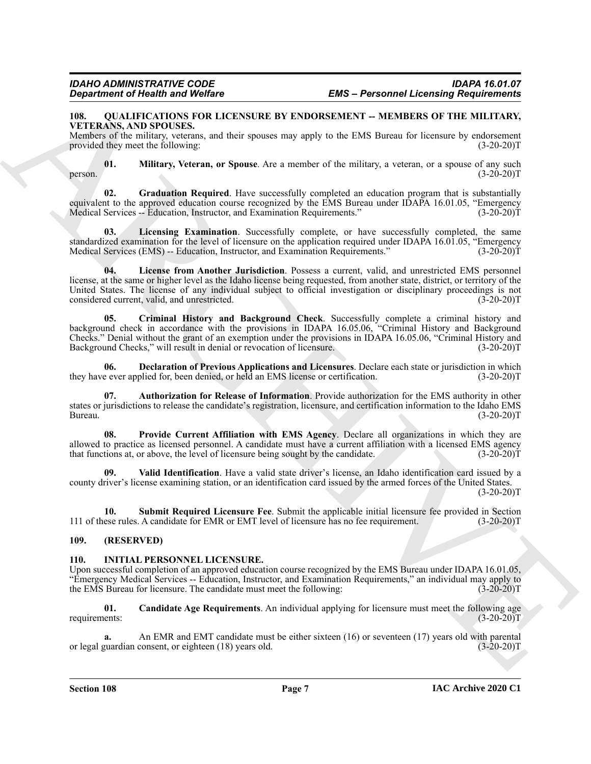## 108. QUALIFICATIONS FOR LICENSURE BY ENDORSEMENT -- MEMBERS OF THE MILITARY, VETERANS, AND SPOUSES.

Members of the military, veterans, and their spouses may apply to the EMS Bureau for licensure by endorsement provided they meet the following: (3-20-20)T

**01. Military, Veteran, or Spouse**. Are a member of the military, a veteran, or a spouse of any such person. (3-20-20)T

**02. Graduation Required**. Have successfully completed an education program that is substantially equivalent to the approved education course recognized by the EMS Bureau under IDAPA 16.01.05, "Emergency Medical Services -- Education, Instructor, and Examination Requirements." (3-20-20)T

**03. Licensing Examination**. Successfully complete, or have successfully completed, the same standardized examination for the level of licensure on the application required under IDAPA 16.01.05, "Emergency Medical Services (EMS) -- Education, Instructor, and Examination Requirements." (3-20-20)T

**04. License from Another Jurisdiction**. Possess a current, valid, and unrestricted EMS personnel license, at the same or higher level as the Idaho license being requested, from another state, district, or territory of the United States. The license of any individual subject to official investigation or disciplinary proceedings is not considered current, valid, and unrestricted. (3-20-20)T

**05. Criminal History and Background Check**. Successfully complete a criminal history and background check in accordance with the provisions in IDAPA 16.05.06, "Criminal History and Background Checks." Denial without the grant of an exemption under the provisions in IDAPA 16.05.06, "Criminal History and Background Checks," will result in denial or revocation of licensure. (3-20-20)T

**06. Declaration of Previous Applications and Licensures**. Declare each state or jurisdiction in which they have ever applied for, been denied, or held an EMS license or certification. (3-20-20)T

**07. Authorization for Release of Information**. Provide authorization for the EMS authority in other states or jurisdictions to release the candidate's registration, licensure, and certification information to the Idaho EMS Bureau. (3-20-20)T

**08. Provide Current Affiliation with EMS Agency**. Declare all organizations in which they are allowed to practice as licensed personnel. A candidate must have a current affiliation with a licensed EMS agency that functions at, or above, the level of licensure being sought by the candidate. (3-20-20)T

**09. Valid Identification**. Have a valid state driver's license, an Idaho identification card issued by a county driver's license examining station, or an identification card issued by the armed forces of the United States. (3-20-20)T

**10. Submit Required Licensure Fee**. Submit the applicable initial licensure fee provided in Section 111 of these rules. A candidate for EMR or EMT level of licensure has no fee requirement. (3-20-20)T

## 109. (RESERVED)

## 110. INITIAL PERSONNEL LICENSURE.

Upon successful completion of an approved education course recognized by the EMS Bureau under IDAPA 16.01.05, "Emergency Medical Services -- Education, Instructor, and Examination Requirements," an individual may apply to the EMS Bureau for licensure. The candidate must meet the following: (3-20-20)T

**01. Candidate Age Requirements**. An individual applying for licensure must meet the following age requirements: (3-20-20)T

**a.** An EMR and EMT candidate must be either sixteen (16) or seventeen (17) years old with parental or legal guardian consent, or eighteen (18) years old. (3-20-20)T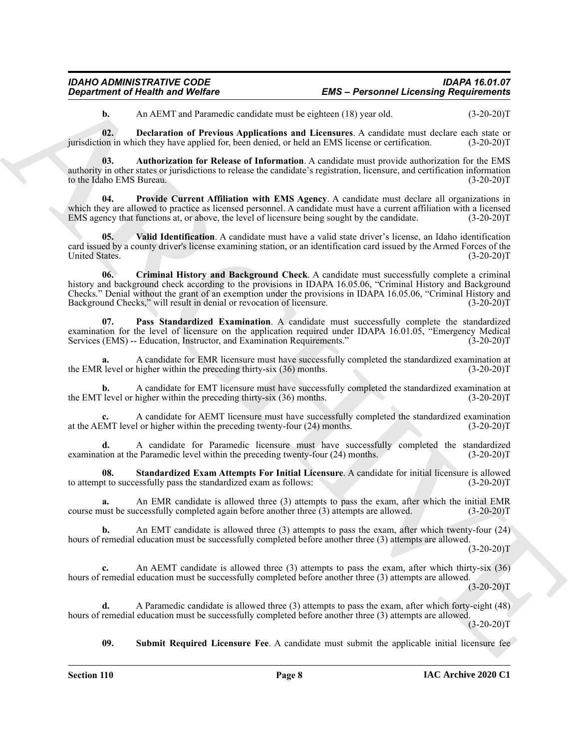**b.** An AEMT and Paramedic candidate must be eighteen (18) year old. (3-20-20)T

**02. Declaration of Previous Applications and Licensures**. A candidate must declare each state or jurisdiction in which they have applied for, been denied, or held an EMS license or certification. (3-20-20)T

**03. Authorization for Release of Information**. A candidate must provide authorization for the EMS authority in other states or jurisdictions to release the candidate's registration, licensure, and certification information to the Idaho EMS Bureau. (3-20-20)T

**04. Provide Current Affiliation with EMS Agency**. A candidate must declare all organizations in which they are allowed to practice as licensed personnel. A candidate must have a current affiliation with a licensed EMS agency that functions at, or above, the level of licensure being sought by the candidate. (3-20-20)T

**05. Valid Identification**. A candidate must have a valid state driver's license, an Idaho identification card issued by a county driver's license examining station, or an identification card issued by the Armed Forces of the United States. (3-20-20)T

**06. Criminal History and Background Check**. A candidate must successfully complete a criminal history and background check according to the provisions in IDAPA 16.05.06, "Criminal History and Background Checks." Denial without the grant of an exemption under the provisions in IDAPA 16.05.06, "Criminal History and Background Checks," will result in denial or revocation of licensure. (3-20-20)T

**07. Pass Standardized Examination**. A candidate must successfully complete the standardized examination for the level of licensure on the application required under IDAPA 16.01.05, "Emergency Medical Services (EMS) -- Education, Instructor, and Examination Requirements." (3-20-20)T

**a.** A candidate for EMR licensure must have successfully completed the standardized examination at the EMR level or higher within the preceding thirty-six (36) months. (3-20-20)T

**b.** A candidate for EMT licensure must have successfully completed the standardized examination at the EMT level or higher within the preceding thirty-six (36) months. (3-20-20)T

**c.** A candidate for AEMT licensure must have successfully completed the standardized examination at the AEMT level or higher within the preceding twenty-four (24) months. (3-20-20)T

**d.** A candidate for Paramedic licensure must have successfully completed the standardized examination at the Paramedic level within the preceding twenty-four (24) months. (3-20-20)T

**08. Standardized Exam Attempts For Initial Licensure**. A candidate for initial licensure is allowed to attempt to successfully pass the standardized exam as follows: (3-20-20)T

**a.** An EMR candidate is allowed three (3) attempts to pass the exam, after which the initial EMR course must be successfully completed again before another three (3) attempts are allowed. (3-20-20)T

**b.** An EMT candidate is allowed three (3) attempts to pass the exam, after which twenty-four (24) hours of remedial education must be successfully completed before another three (3) attempts are allowed. (3-20-20)T

**c.** An AEMT candidate is allowed three (3) attempts to pass the exam, after which thirty-six (36) hours of remedial education must be successfully completed before another three (3) attempts are allowed. (3-20-20)T

**d.** A Paramedic candidate is allowed three (3) attempts to pass the exam, after which forty-eight (48) hours of remedial education must be successfully completed before another three (3) attempts are allowed. (3-20-20)T

**09. Submit Required Licensure Fee**. A candidate must submit the applicable initial licensure fee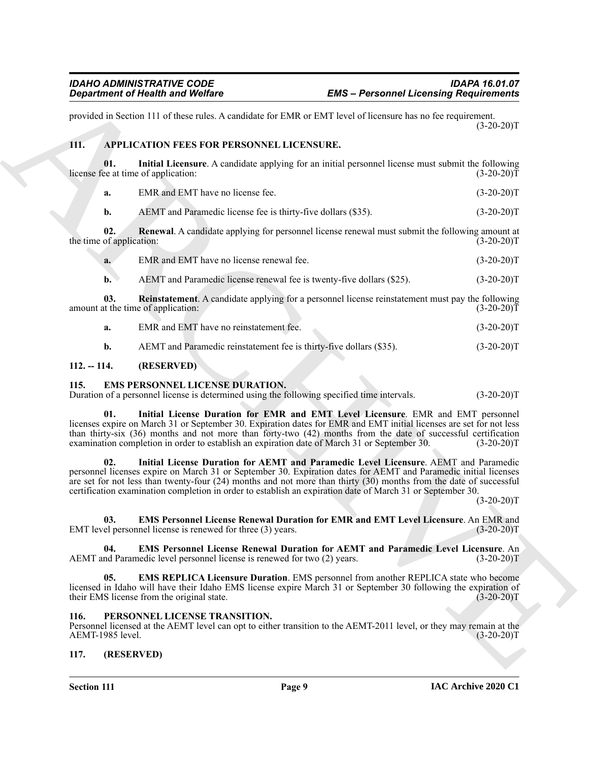provided in Section 111 of these rules. A candidate for EMR or EMT level of licensure has no fee requirement. (3-20-20)T

## 111. APPLICATION FEES FOR PERSONNEL LICENSURE.

**01. Initial Licensure**. A candidate applying for an initial personnel license must submit the following license fee at time of application: (3-20-20)T

**a.** EMR and EMT have no license fee. (3-20-20)T

**b.** AEMT and Paramedic license fee is thirty-five dollars ($35). (3-20-20)T

**02. Renewal**. A candidate applying for personnel license renewal must submit the following amount at the time of application: (3-20-20)T

**a.** EMR and EMT have no license renewal fee. (3-20-20)T

**b.** AEMT and Paramedic license renewal fee is twenty-five dollars ($25). (3-20-20)T

**03. Reinstatement**. A candidate applying for a personnel license reinstatement must pay the following amount at the time of application: (3-20-20)T

**a.** EMR and EMT have no reinstatement fee. (3-20-20)T

**b.** AEMT and Paramedic reinstatement fee is thirty-five dollars ($35). (3-20-20)T

## 112. -- 114. (RESERVED)

## 115. EMS PERSONNEL LICENSE DURATION.

Duration of a personnel license is determined using the following specified time intervals. (3-20-20)T

**01. Initial License Duration for EMR and EMT Level Licensure**. EMR and EMT personnel licenses expire on March 31 or September 30. Expiration dates for EMR and EMT initial licenses are set for not less than thirty-six (36) months and not more than forty-two (42) months from the date of successful certification examination completion in order to establish an expiration date of March 31 or September 30. (3-20-20)T

**02. Initial License Duration for AEMT and Paramedic Level Licensure**. AEMT and Paramedic personnel licenses expire on March 31 or September 30. Expiration dates for AEMT and Paramedic initial licenses are set for not less than twenty-four (24) months and not more than thirty (30) months from the date of successful certification examination completion in order to establish an expiration date of March 31 or September 30. (3-20-20)T

**03. EMS Personnel License Renewal Duration for EMR and EMT Level Licensure**. An EMR and EMT level personnel license is renewed for three (3) years. (3-20-20)T

**04. EMS Personnel License Renewal Duration for AEMT and Paramedic Level Licensure**. An AEMT and Paramedic level personnel license is renewed for two (2) years. (3-20-20)T

**05. EMS REPLICA Licensure Duration**. EMS personnel from another REPLICA state who become licensed in Idaho will have their Idaho EMS license expire March 31 or September 30 following the expiration of their EMS license from the original state. (3-20-20)T

## 116. PERSONNEL LICENSE TRANSITION.

Personnel licensed at the AEMT level can opt to either transition to the AEMT-2011 level, or they may remain at the AEMT-1985 level. (3-20-20)T

## 117. (RESERVED)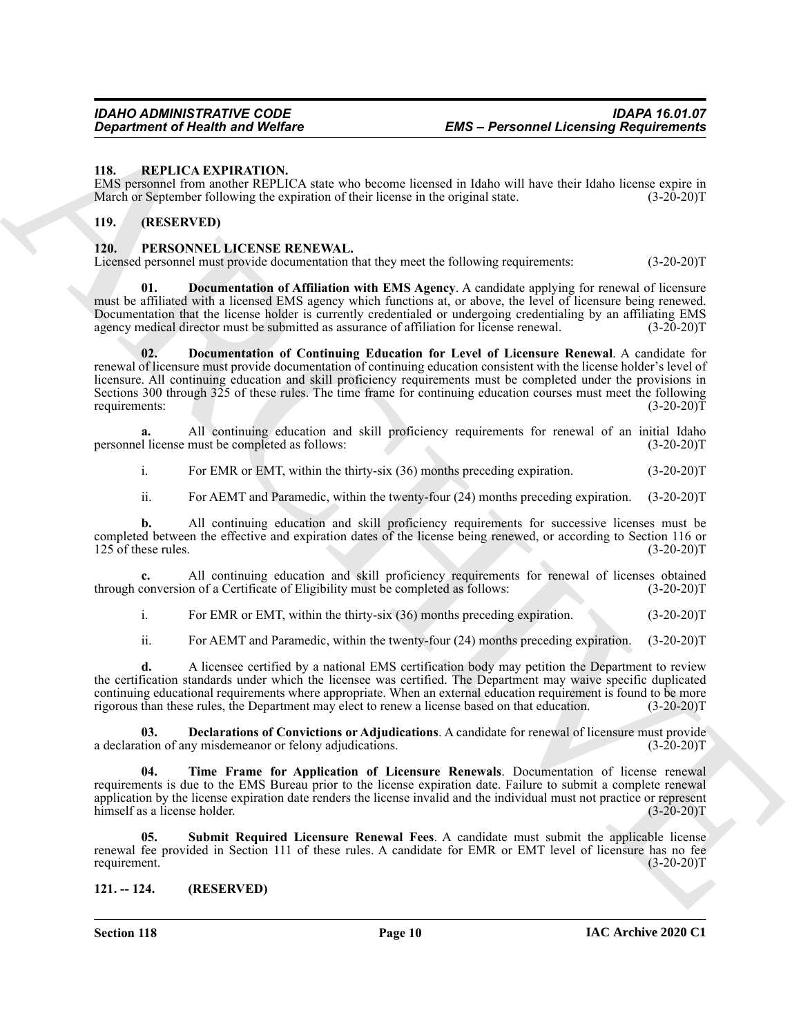## 118. REPLICA EXPIRATION.

EMS personnel from another REPLICA state who become licensed in Idaho will have their Idaho license expire in March or September following the expiration of their license in the original state. (3-20-20)T

## 119. (RESERVED)

## 120. PERSONNEL LICENSE RENEWAL.

Licensed personnel must provide documentation that they meet the following requirements: (3-20-20)T

**01. Documentation of Affiliation with EMS Agency**. A candidate applying for renewal of licensure must be affiliated with a licensed EMS agency which functions at, or above, the level of licensure being renewed. Documentation that the license holder is currently credentialed or undergoing credentialing by an affiliating EMS agency medical director must be submitted as assurance of affiliation for license renewal. (3-20-20)T

**02. Documentation of Continuing Education for Level of Licensure Renewal**. A candidate for renewal of licensure must provide documentation of continuing education consistent with the license holder's level of licensure. All continuing education and skill proficiency requirements must be completed under the provisions in Sections 300 through 325 of these rules. The time frame for continuing education courses must meet the following requirements: (3-20-20)T

**a.** All continuing education and skill proficiency requirements for renewal of an initial Idaho personnel license must be completed as follows: (3-20-20)T

i. For EMR or EMT, within the thirty-six (36) months preceding expiration. (3-20-20)T

ii. For AEMT and Paramedic, within the twenty-four (24) months preceding expiration. (3-20-20)T

**b.** All continuing education and skill proficiency requirements for successive licenses must be completed between the effective and expiration dates of the license being renewed, or according to Section 116 or 125 of these rules. (3-20-20)T

**c.** All continuing education and skill proficiency requirements for renewal of licenses obtained through conversion of a Certificate of Eligibility must be completed as follows: (3-20-20)T

i. For EMR or EMT, within the thirty-six (36) months preceding expiration. (3-20-20)T

ii. For AEMT and Paramedic, within the twenty-four (24) months preceding expiration. (3-20-20)T

**d.** A licensee certified by a national EMS certification body may petition the Department to review the certification standards under which the licensee was certified. The Department may waive specific duplicated continuing educational requirements where appropriate. When an external education requirement is found to be more rigorous than these rules, the Department may elect to renew a license based on that education. (3-20-20)T

**03. Declarations of Convictions or Adjudications**. A candidate for renewal of licensure must provide a declaration of any misdemeanor or felony adjudications. (3-20-20)T

**04. Time Frame for Application of Licensure Renewals**. Documentation of license renewal requirements is due to the EMS Bureau prior to the license expiration date. Failure to submit a complete renewal application by the license expiration date renders the license invalid and the individual must not practice or represent himself as a license holder. (3-20-20)T

**05. Submit Required Licensure Renewal Fees**. A candidate must submit the applicable license renewal fee provided in Section 111 of these rules. A candidate for EMR or EMT level of licensure has no fee requirement. (3-20-20)T

## 121. -- 124. (RESERVED)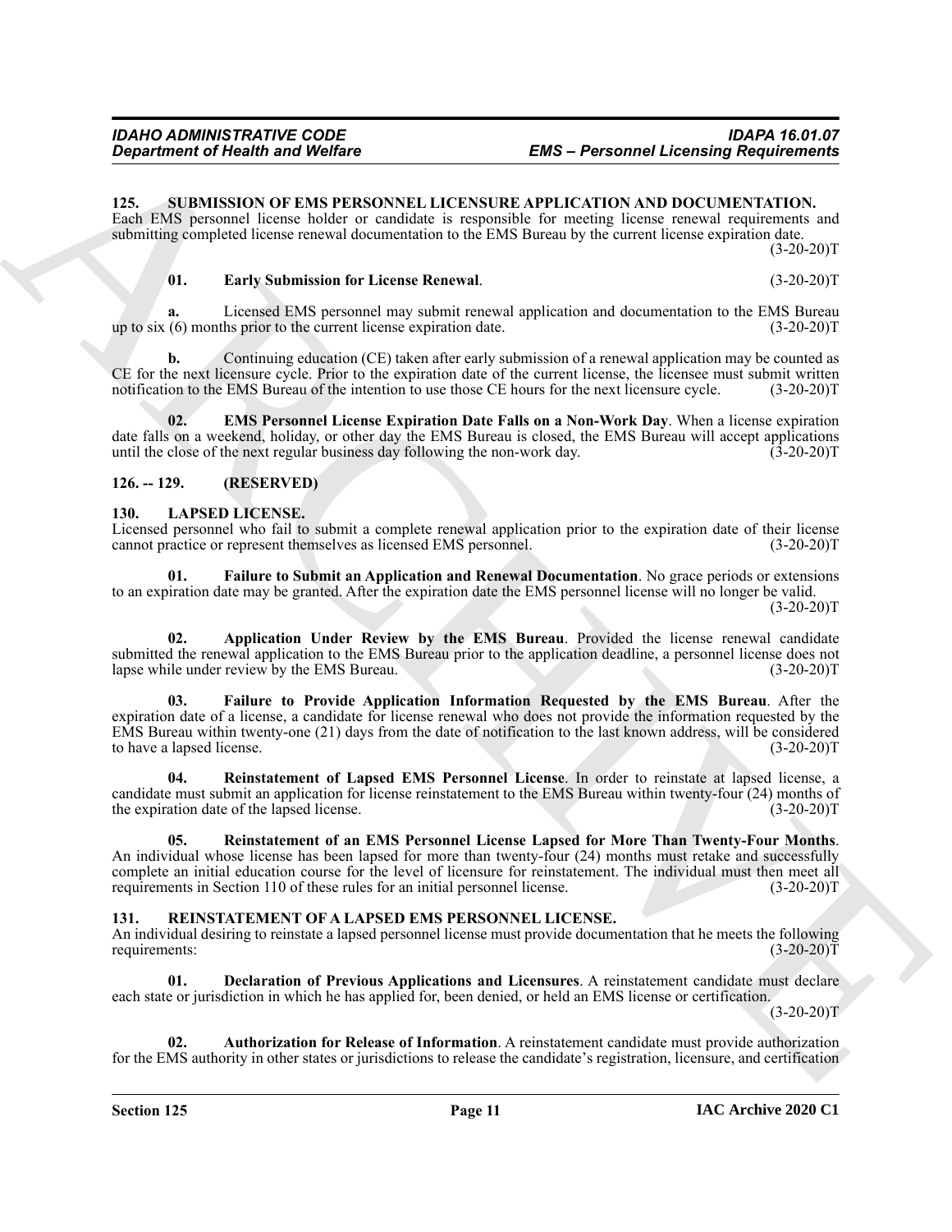## 125. SUBMISSION OF EMS PERSONNEL LICENSURE APPLICATION AND DOCUMENTATION.

Each EMS personnel license holder or candidate is responsible for meeting license renewal requirements and submitting completed license renewal documentation to the EMS Bureau by the current license expiration date. (3-20-20)T

**01. Early Submission for License Renewal**. (3-20-20)T

**a.** Licensed EMS personnel may submit renewal application and documentation to the EMS Bureau up to six (6) months prior to the current license expiration date. (3-20-20)T

**b.** Continuing education (CE) taken after early submission of a renewal application may be counted as CE for the next licensure cycle. Prior to the expiration date of the current license, the licensee must submit written notification to the EMS Bureau of the intention to use those CE hours for the next licensure cycle. (3-20-20)T

**02. EMS Personnel License Expiration Date Falls on a Non-Work Day**. When a license expiration date falls on a weekend, holiday, or other day the EMS Bureau is closed, the EMS Bureau will accept applications until the close of the next regular business day following the non-work day. (3-20-20)T

## 126. -- 129. (RESERVED)

## 130. LAPSED LICENSE.

Licensed personnel who fail to submit a complete renewal application prior to the expiration date of their license cannot practice or represent themselves as licensed EMS personnel. (3-20-20)T

**01. Failure to Submit an Application and Renewal Documentation**. No grace periods or extensions to an expiration date may be granted. After the expiration date the EMS personnel license will no longer be valid. (3-20-20)T

**02. Application Under Review by the EMS Bureau**. Provided the license renewal candidate submitted the renewal application to the EMS Bureau prior to the application deadline, a personnel license does not lapse while under review by the EMS Bureau. (3-20-20)T

**03. Failure to Provide Application Information Requested by the EMS Bureau**. After the expiration date of a license, a candidate for license renewal who does not provide the information requested by the EMS Bureau within twenty-one (21) days from the date of notification to the last known address, will be considered to have a lapsed license. (3-20-20)T

**04. Reinstatement of Lapsed EMS Personnel License**. In order to reinstate at lapsed license, a candidate must submit an application for license reinstatement to the EMS Bureau within twenty-four (24) months of the expiration date of the lapsed license. (3-20-20)T

**05. Reinstatement of an EMS Personnel License Lapsed for More Than Twenty-Four Months**. An individual whose license has been lapsed for more than twenty-four (24) months must retake and successfully complete an initial education course for the level of licensure for reinstatement. The individual must then meet all requirements in Section 110 of these rules for an initial personnel license. (3-20-20)T

## 131. REINSTATEMENT OF A LAPSED EMS PERSONNEL LICENSE.

An individual desiring to reinstate a lapsed personnel license must provide documentation that he meets the following requirements: (3-20-20)T

**01. Declaration of Previous Applications and Licensures**. A reinstatement candidate must declare each state or jurisdiction in which he has applied for, been denied, or held an EMS license or certification. (3-20-20)T

**02. Authorization for Release of Information**. A reinstatement candidate must provide authorization for the EMS authority in other states or jurisdictions to release the candidate's registration, licensure, and certification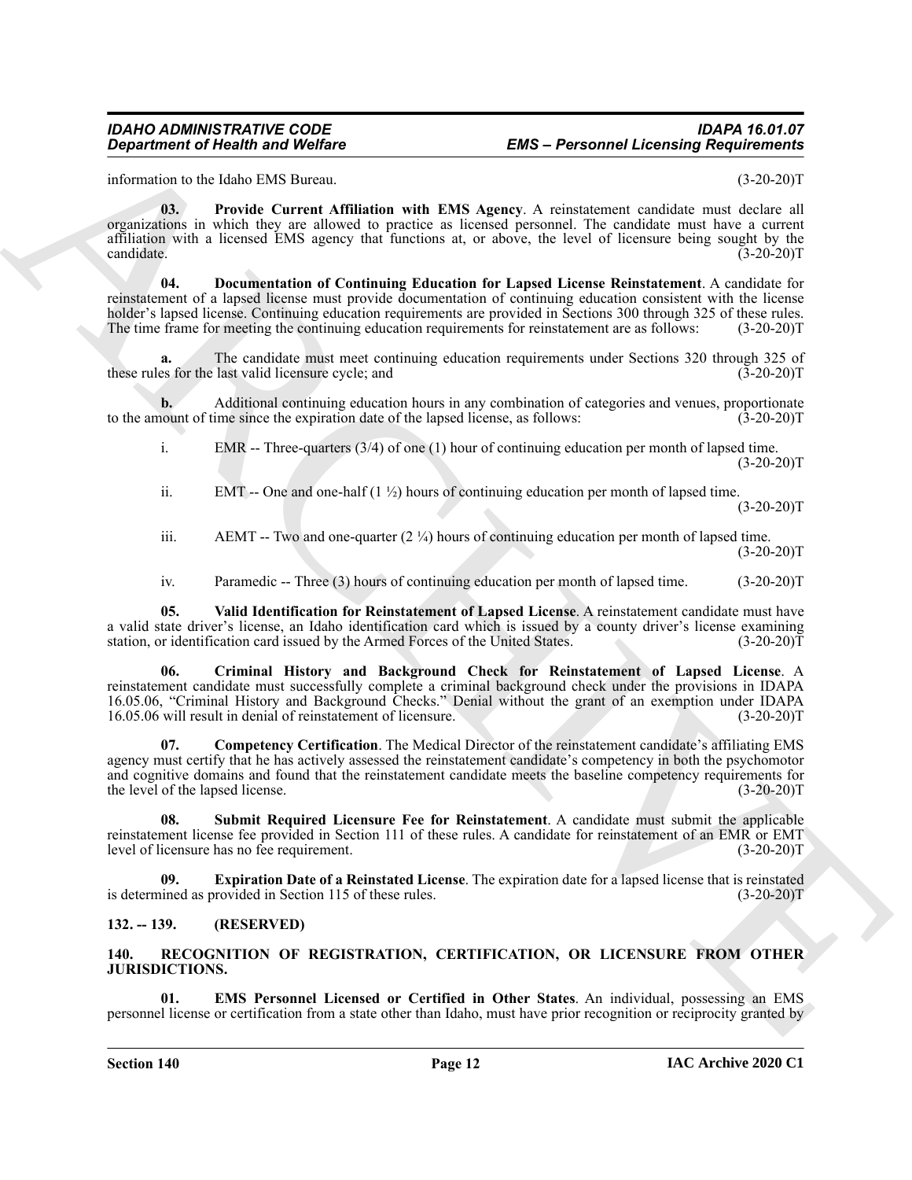information to the Idaho EMS Bureau. (3-20-20)T

**03. Provide Current Affiliation with EMS Agency**. A reinstatement candidate must declare all organizations in which they are allowed to practice as licensed personnel. The candidate must have a current affiliation with a licensed EMS agency that functions at, or above, the level of licensure being sought by the candidate. (3-20-20)T

**04. Documentation of Continuing Education for Lapsed License Reinstatement**. A candidate for reinstatement of a lapsed license must provide documentation of continuing education consistent with the license holder's lapsed license. Continuing education requirements are provided in Sections 300 through 325 of these rules. The time frame for meeting the continuing education requirements for reinstatement are as follows: (3-20-20)T

**a.** The candidate must meet continuing education requirements under Sections 320 through 325 of these rules for the last valid licensure cycle; and (3-20-20)T

**b.** Additional continuing education hours in any combination of categories and venues, proportionate to the amount of time since the expiration date of the lapsed license, as follows: (3-20-20)T

i. EMR -- Three-quarters (3/4) of one (1) hour of continuing education per month of lapsed time. (3-20-20)T

ii. EMT -- One and one-half (1 ½) hours of continuing education per month of lapsed time. (3-20-20)T

iii. AEMT -- Two and one-quarter (2 ¼) hours of continuing education per month of lapsed time. (3-20-20)T

iv. Paramedic -- Three (3) hours of continuing education per month of lapsed time. (3-20-20)T

**05. Valid Identification for Reinstatement of Lapsed License**. A reinstatement candidate must have a valid state driver's license, an Idaho identification card which is issued by a county driver's license examining station, or identification card issued by the Armed Forces of the United States. (3-20-20)T

**06. Criminal History and Background Check for Reinstatement of Lapsed License**. A reinstatement candidate must successfully complete a criminal background check under the provisions in IDAPA 16.05.06, "Criminal History and Background Checks." Denial without the grant of an exemption under IDAPA 16.05.06 will result in denial of reinstatement of licensure. (3-20-20)T

**07. Competency Certification**. The Medical Director of the reinstatement candidate's affiliating EMS agency must certify that he has actively assessed the reinstatement candidate's competency in both the psychomotor and cognitive domains and found that the reinstatement candidate meets the baseline competency requirements for the level of the lapsed license. (3-20-20)T

**08. Submit Required Licensure Fee for Reinstatement**. A candidate must submit the applicable reinstatement license fee provided in Section 111 of these rules. A candidate for reinstatement of an EMR or EMT level of licensure has no fee requirement. (3-20-20)T

**09. Expiration Date of a Reinstated License**. The expiration date for a lapsed license that is reinstated is determined as provided in Section 115 of these rules. (3-20-20)T

## 132. -- 139. (RESERVED)

## 140. RECOGNITION OF REGISTRATION, CERTIFICATION, OR LICENSURE FROM OTHER JURISDICTIONS.

**01. EMS Personnel Licensed or Certified in Other States**. An individual, possessing an EMS personnel license or certification from a state other than Idaho, must have prior recognition or reciprocity granted by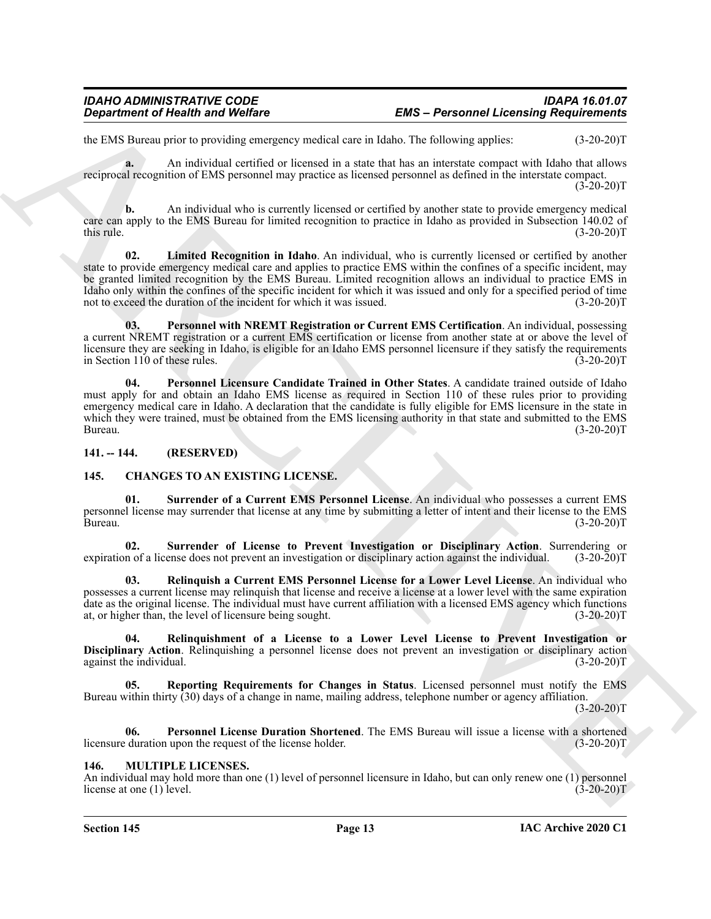the EMS Bureau prior to providing emergency medical care in Idaho. The following applies: (3-20-20)T

**a.** An individual certified or licensed in a state that has an interstate compact with Idaho that allows reciprocal recognition of EMS personnel may practice as licensed personnel as defined in the interstate compact. (3-20-20)T

**b.** An individual who is currently licensed or certified by another state to provide emergency medical care can apply to the EMS Bureau for limited recognition to practice in Idaho as provided in Subsection 140.02 of this rule. (3-20-20)T

**02. Limited Recognition in Idaho**. An individual, who is currently licensed or certified by another state to provide emergency medical care and applies to practice EMS within the confines of a specific incident, may be granted limited recognition by the EMS Bureau. Limited recognition allows an individual to practice EMS in Idaho only within the confines of the specific incident for which it was issued and only for a specified period of time not to exceed the duration of the incident for which it was issued. (3-20-20)T

**03. Personnel with NREMT Registration or Current EMS Certification**. An individual, possessing a current NREMT registration or a current EMS certification or license from another state at or above the level of licensure they are seeking in Idaho, is eligible for an Idaho EMS personnel licensure if they satisfy the requirements in Section 110 of these rules. (3-20-20)T

**04. Personnel Licensure Candidate Trained in Other States**. A candidate trained outside of Idaho must apply for and obtain an Idaho EMS license as required in Section 110 of these rules prior to providing emergency medical care in Idaho. A declaration that the candidate is fully eligible for EMS licensure in the state in which they were trained, must be obtained from the EMS licensing authority in that state and submitted to the EMS Bureau. (3-20-20)T

## 141. -- 144. (RESERVED)

## 145. CHANGES TO AN EXISTING LICENSE.

**01. Surrender of a Current EMS Personnel License**. An individual who possesses a current EMS personnel license may surrender that license at any time by submitting a letter of intent and their license to the EMS Bureau. (3-20-20)T

**02. Surrender of License to Prevent Investigation or Disciplinary Action**. Surrendering or expiration of a license does not prevent an investigation or disciplinary action against the individual. (3-20-20)T

**03. Relinquish a Current EMS Personnel License for a Lower Level License**. An individual who possesses a current license may relinquish that license and receive a license at a lower level with the same expiration date as the original license. The individual must have current affiliation with a licensed EMS agency which functions at, or higher than, the level of licensure being sought. (3-20-20)T

**04. Relinquishment of a License to a Lower Level License to Prevent Investigation or Disciplinary Action**. Relinquishing a personnel license does not prevent an investigation or disciplinary action against the individual. (3-20-20)T

**05. Reporting Requirements for Changes in Status**. Licensed personnel must notify the EMS Bureau within thirty (30) days of a change in name, mailing address, telephone number or agency affiliation. (3-20-20)T

**06. Personnel License Duration Shortened**. The EMS Bureau will issue a license with a shortened licensure duration upon the request of the license holder. (3-20-20)T

## 146. MULTIPLE LICENSES.

An individual may hold more than one (1) level of personnel licensure in Idaho, but can only renew one (1) personnel license at one (1) level. (3-20-20)T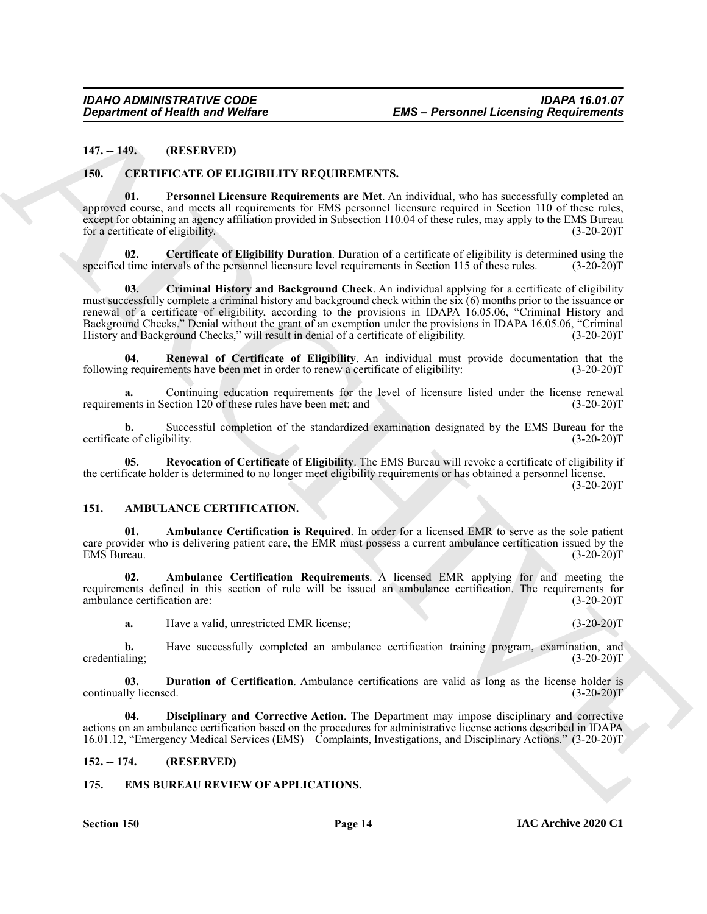## 147. -- 149. (RESERVED)

## 150. CERTIFICATE OF ELIGIBILITY REQUIREMENTS.

**01. Personnel Licensure Requirements are Met**. An individual, who has successfully completed an approved course, and meets all requirements for EMS personnel licensure required in Section 110 of these rules, except for obtaining an agency affiliation provided in Subsection 110.04 of these rules, may apply to the EMS Bureau for a certificate of eligibility. (3-20-20)T

**02. Certificate of Eligibility Duration**. Duration of a certificate of eligibility is determined using the specified time intervals of the personnel licensure level requirements in Section 115 of these rules. (3-20-20)T

**03. Criminal History and Background Check**. An individual applying for a certificate of eligibility must successfully complete a criminal history and background check within the six (6) months prior to the issuance or renewal of a certificate of eligibility, according to the provisions in IDAPA 16.05.06, "Criminal History and Background Checks." Denial without the grant of an exemption under the provisions in IDAPA 16.05.06, "Criminal History and Background Checks," will result in denial of a certificate of eligibility. (3-20-20)T

**04. Renewal of Certificate of Eligibility**. An individual must provide documentation that the following requirements have been met in order to renew a certificate of eligibility: (3-20-20)T

**a.** Continuing education requirements for the level of licensure listed under the license renewal requirements in Section 120 of these rules have been met; and (3-20-20)T

**b.** Successful completion of the standardized examination designated by the EMS Bureau for the certificate of eligibility. (3-20-20)T

**05. Revocation of Certificate of Eligibility**. The EMS Bureau will revoke a certificate of eligibility if the certificate holder is determined to no longer meet eligibility requirements or has obtained a personnel license. (3-20-20)T

## 151. AMBULANCE CERTIFICATION.

**01. Ambulance Certification is Required**. In order for a licensed EMR to serve as the sole patient care provider who is delivering patient care, the EMR must possess a current ambulance certification issued by the EMS Bureau. (3-20-20)T

**02. Ambulance Certification Requirements**. A licensed EMR applying for and meeting the requirements defined in this section of rule will be issued an ambulance certification. The requirements for ambulance certification are: (3-20-20)T

**a.** Have a valid, unrestricted EMR license; (3-20-20)T

**b.** Have successfully completed an ambulance certification training program, examination, and credentialing; (3-20-20)T

**03. Duration of Certification**. Ambulance certifications are valid as long as the license holder is continually licensed. (3-20-20)T

**04. Disciplinary and Corrective Action**. The Department may impose disciplinary and corrective actions on an ambulance certification based on the procedures for administrative license actions described in IDAPA 16.01.12, "Emergency Medical Services (EMS) – Complaints, Investigations, and Disciplinary Actions." (3-20-20)T

## 152. -- 174. (RESERVED)

## 175. EMS BUREAU REVIEW OF APPLICATIONS.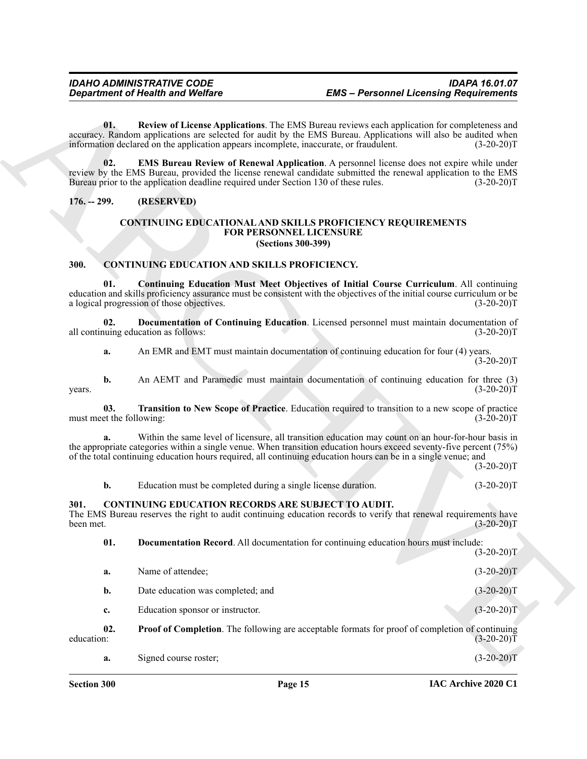**01. Review of License Applications**. The EMS Bureau reviews each application for completeness and accuracy. Random applications are selected for audit by the EMS Bureau. Applications will also be audited when information declared on the application appears incomplete, inaccurate, or fraudulent. (3-20-20)T

**02. EMS Bureau Review of Renewal Application**. A personnel license does not expire while under review by the EMS Bureau, provided the license renewal candidate submitted the renewal application to the EMS Bureau prior to the application deadline required under Section 130 of these rules. (3-20-20)T

## 176. -- 299. (RESERVED)

## CONTINUING EDUCATIONAL AND SKILLS PROFICIENCY REQUIREMENTS FOR PERSONNEL LICENSURE (Sections 300-399)

## 300. CONTINUING EDUCATION AND SKILLS PROFICIENCY.

**01. Continuing Education Must Meet Objectives of Initial Course Curriculum**. All continuing education and skills proficiency assurance must be consistent with the objectives of the initial course curriculum or be a logical progression of those objectives. (3-20-20)T

**02. Documentation of Continuing Education**. Licensed personnel must maintain documentation of all continuing education as follows: (3-20-20)T

**a.** An EMR and EMT must maintain documentation of continuing education for four (4) years. (3-20-20)T

**b.** An AEMT and Paramedic must maintain documentation of continuing education for three (3) years. (3-20-20)T

**03. Transition to New Scope of Practice**. Education required to transition to a new scope of practice must meet the following: (3-20-20)T

**a.** Within the same level of licensure, all transition education may count on an hour-for-hour basis in the appropriate categories within a single venue. When transition education hours exceed seventy-five percent (75%) of the total continuing education hours required, all continuing education hours can be in a single venue; and (3-20-20)T

**b.** Education must be completed during a single license duration. (3-20-20)T

## 301. CONTINUING EDUCATION RECORDS ARE SUBJECT TO AUDIT.

The EMS Bureau reserves the right to audit continuing education records to verify that renewal requirements have been met. (3-20-20)T

**01. Documentation Record**. All documentation for continuing education hours must include: (3-20-20)T

**a.** Name of attendee; (3-20-20)T

**b.** Date education was completed; and (3-20-20)T

**c.** Education sponsor or instructor. (3-20-20)T

**02. Proof of Completion**. The following are acceptable formats for proof of completion of continuing education: (3-20-20)T

**a.** Signed course roster; (3-20-20)T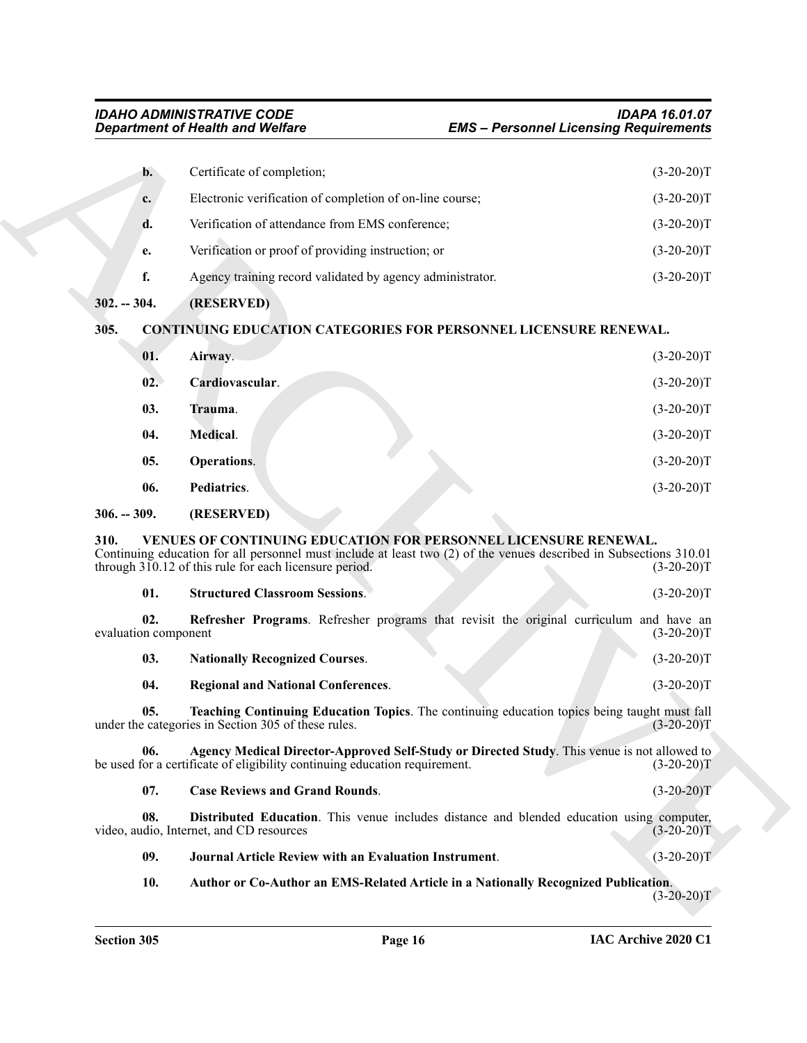**b.** Certificate of completion; (3-20-20)T

**c.** Electronic verification of completion of on-line course; (3-20-20)T

**d.** Verification of attendance from EMS conference; (3-20-20)T

**e.** Verification or proof of providing instruction; or (3-20-20)T

**f.** Agency training record validated by agency administrator. (3-20-20)T

**302. -- 304. (RESERVED)**

**305. CONTINUING EDUCATION CATEGORIES FOR PERSONNEL LICENSURE RENEWAL.**

**01. Airway**. (3-20-20)T

**02. Cardiovascular**. (3-20-20)T

**03. Trauma**. (3-20-20)T

**04. Medical**. (3-20-20)T

**05. Operations**. (3-20-20)T

**06. Pediatrics**. (3-20-20)T

**306. -- 309. (RESERVED)**

**310. VENUES OF CONTINUING EDUCATION FOR PERSONNEL LICENSURE RENEWAL.**

Continuing education for all personnel must include at least two (2) of the venues described in Subsections 310.01 through 310.12 of this rule for each licensure period. (3-20-20)T

**01. Structured Classroom Sessions**. (3-20-20)T

**02. Refresher Programs**. Refresher programs that revisit the original curriculum and have an evaluation component (3-20-20)T

**03. Nationally Recognized Courses**. (3-20-20)T

**04. Regional and National Conferences**. (3-20-20)T

**05. Teaching Continuing Education Topics**. The continuing education topics being taught must fall under the categories in Section 305 of these rules. (3-20-20)T

**06. Agency Medical Director-Approved Self-Study or Directed Study**. This venue is not allowed to be used for a certificate of eligibility continuing education requirement. (3-20-20)T

**07. Case Reviews and Grand Rounds**. (3-20-20)T

**08. Distributed Education**. This venue includes distance and blended education using computer, video, audio, Internet, and CD resources (3-20-20)T

**09. Journal Article Review with an Evaluation Instrument**. (3-20-20)T

**10. Author or Co-Author an EMS-Related Article in a Nationally Recognized Publication**. (3-20-20)T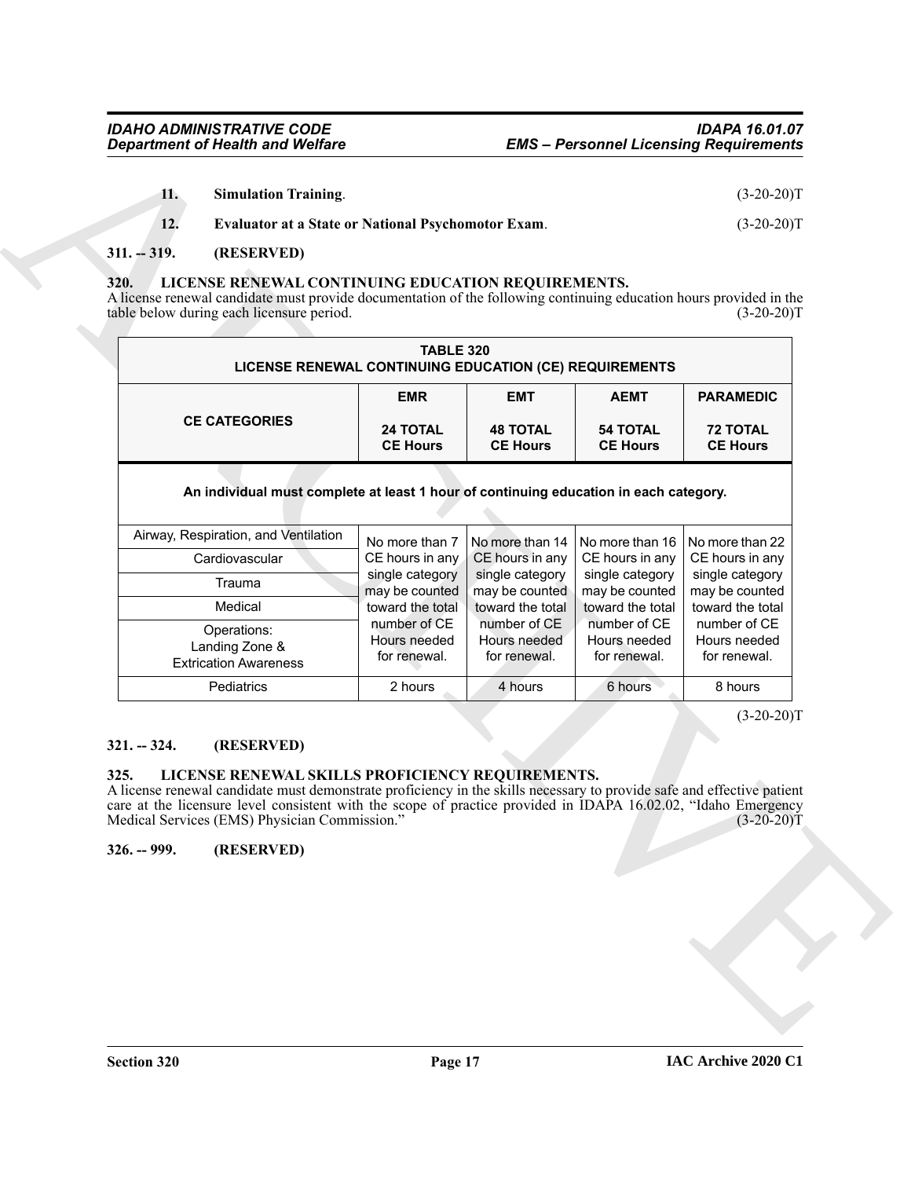**11. Simulation Training**. (3-20-20)T

**12. Evaluator at a State or National Psychomotor Exam**. (3-20-20)T

**311. -- 319. (RESERVED)**

**320. LICENSE RENEWAL CONTINUING EDUCATION REQUIREMENTS.**

A license renewal candidate must provide documentation of the following continuing education hours provided in the table below during each licensure period. (3-20-20)T

| TABLE 320 LICENSE RENEWAL CONTINUING EDUCATION (CE) REQUIREMENTS | | | | |
|---|---|---|---|---|
| **CE CATEGORIES** | **EMR** **24 TOTAL CE Hours** | **EMT** **48 TOTAL CE Hours** | **AEMT** **54 TOTAL CE Hours** | **PARAMEDIC** **72 TOTAL CE Hours** |
| **An individual must complete at least 1 hour of continuing education in each category.** | | | | |
| Airway, Respiration, and Ventilation | No more than 7 CE hours in any single category may be counted toward the total number of CE Hours needed for renewal. | No more than 14 CE hours in any single category may be counted toward the total number of CE Hours needed for renewal. | No more than 16 CE hours in any single category may be counted toward the total number of CE Hours needed for renewal. | No more than 22 CE hours in any single category may be counted toward the total number of CE Hours needed for renewal. |
| Cardiovascular | | | | |
| Trauma | | | | |
| Medical | | | | |
| Operations: Landing Zone & Extrication Awareness | | | | |
| Pediatrics | 2 hours | 4 hours | 6 hours | 8 hours |

(3-20-20)T

**321. -- 324. (RESERVED)**

**325. LICENSE RENEWAL SKILLS PROFICIENCY REQUIREMENTS.**

A license renewal candidate must demonstrate proficiency in the skills necessary to provide safe and effective patient care at the licensure level consistent with the scope of practice provided in IDAPA 16.02.02, "Idaho Emergency Medical Services (EMS) Physician Commission." (3-20-20)T

**326. -- 999. (RESERVED)**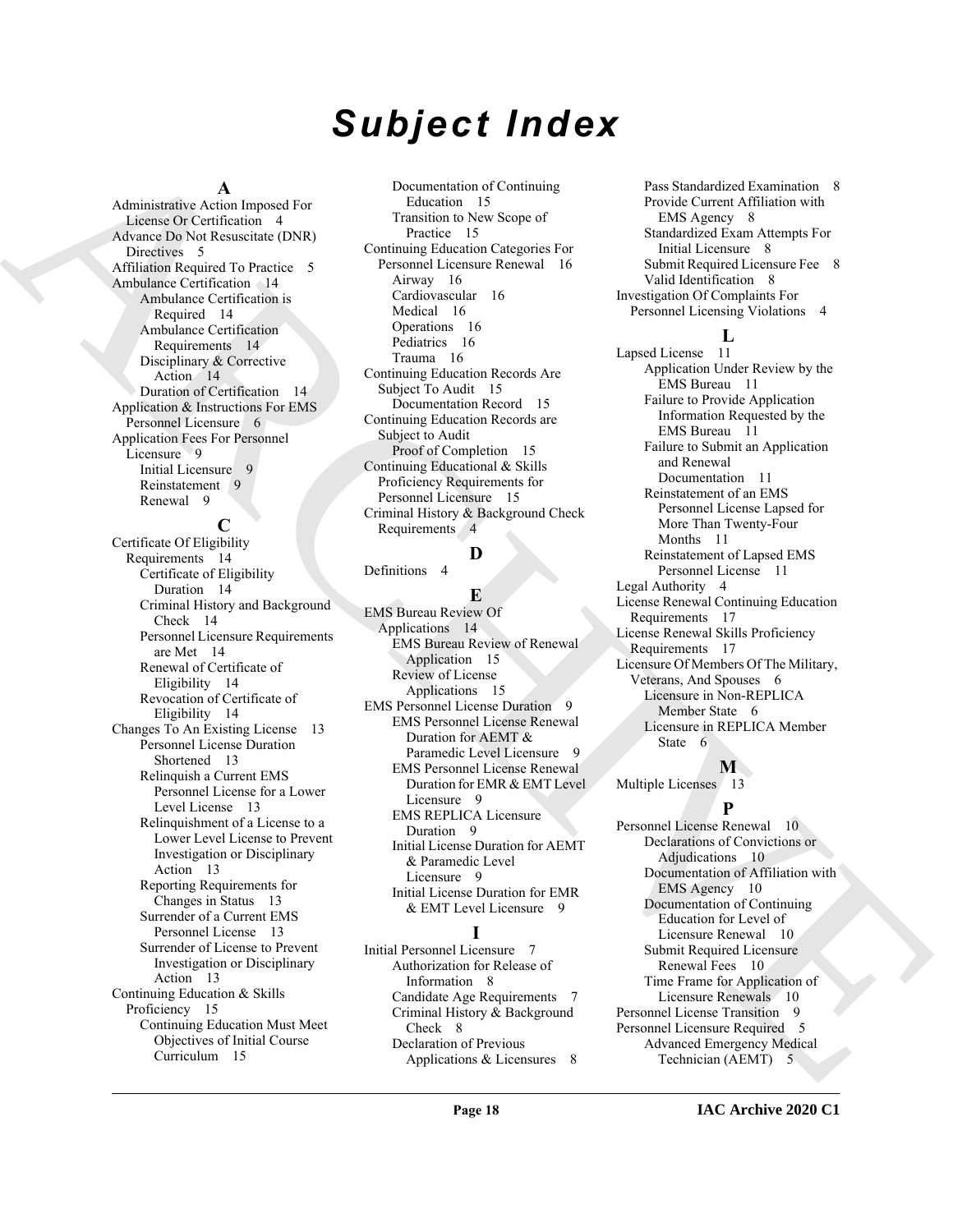# Subject Index

**A**

Administrative Action Imposed For License Or Certification 4
Advance Do Not Resuscitate (DNR) Directives 5
Affiliation Required To Practice 5
Ambulance Certification 14
- Ambulance Certification is Required 14
- Ambulance Certification Requirements 14
- Disciplinary & Corrective Action 14
- Duration of Certification 14

Application & Instructions For EMS Personnel Licensure 6
Application Fees For Personnel Licensure 9
- Initial Licensure 9
- Reinstatement 9
- Renewal 9

**C**

Certificate Of Eligibility Requirements 14
- Certificate of Eligibility Duration 14
- Criminal History and Background Check 14
- Personnel Licensure Requirements are Met 14
- Renewal of Certificate of Eligibility 14
- Revocation of Certificate of Eligibility 14

Changes To An Existing License 13
- Personnel License Duration Shortened 13
- Relinquish a Current EMS Personnel License for a Lower Level License 13
- Relinquishment of a License to a Lower Level License to Prevent Investigation or Disciplinary Action 13
- Reporting Requirements for Changes in Status 13
- Surrender of a Current EMS Personnel License 13
- Surrender of License to Prevent Investigation or Disciplinary Action 13

Continuing Education & Skills Proficiency 15
- Continuing Education Must Meet Objectives of Initial Course Curriculum 15
- Documentation of Continuing Education 15
- Transition to New Scope of Practice 15

Continuing Education Categories For Personnel Licensure Renewal 16
- Airway 16
- Cardiovascular 16
- Medical 16
- Operations 16
- Pediatrics 16
- Trauma 16

Continuing Education Records Are Subject To Audit 15
- Documentation Record 15

Continuing Education Records are Subject to Audit
- Proof of Completion 15

Continuing Educational & Skills Proficiency Requirements for Personnel Licensure 15
Criminal History & Background Check Requirements 4

**D**

Definitions 4

**E**

EMS Bureau Review Of Applications 14
- EMS Bureau Review of Renewal Application 15
- Review of License Applications 15

EMS Personnel License Duration 9
- EMS Personnel License Renewal Duration for AEMT & Paramedic Level Licensure 9
- EMS Personnel License Renewal Duration for EMR & EMT Level Licensure 9
- EMS REPLICA Licensure Duration 9
- Initial License Duration for AEMT & Paramedic Level Licensure 9
- Initial License Duration for EMR & EMT Level Licensure 9

**I**

Initial Personnel Licensure 7
- Authorization for Release of Information 8
- Candidate Age Requirements 7
- Criminal History & Background Check 8
- Declaration of Previous Applications & Licensures 8
- Pass Standardized Examination 8
- Provide Current Affiliation with EMS Agency 8
- Standardized Exam Attempts For Initial Licensure 8
- Submit Required Licensure Fee 8
- Valid Identification 8

Investigation Of Complaints For Personnel Licensing Violations 4

**L**

Lapsed License 11
- Application Under Review by the EMS Bureau 11
- Failure to Provide Application Information Requested by the EMS Bureau 11
- Failure to Submit an Application and Renewal Documentation 11
- Reinstatement of an EMS Personnel License Lapsed for More Than Twenty-Four Months 11
- Reinstatement of Lapsed EMS Personnel License 11

Legal Authority 4
License Renewal Continuing Education Requirements 17
License Renewal Skills Proficiency Requirements 17
Licensure Of Members Of The Military, Veterans, And Spouses 6
- Licensure in Non-REPLICA Member State 6
- Licensure in REPLICA Member State 6

**M**

Multiple Licenses 13

**P**

Personnel License Renewal 10
- Declarations of Convictions or Adjudications 10
- Documentation of Affiliation with EMS Agency 10
- Documentation of Continuing Education for Level of Licensure Renewal 10
- Submit Required Licensure Renewal Fees 10
- Time Frame for Application of Licensure Renewals 10

Personnel License Transition 9
Personnel Licensure Required 5
- Advanced Emergency Medical Technician (AEMT) 5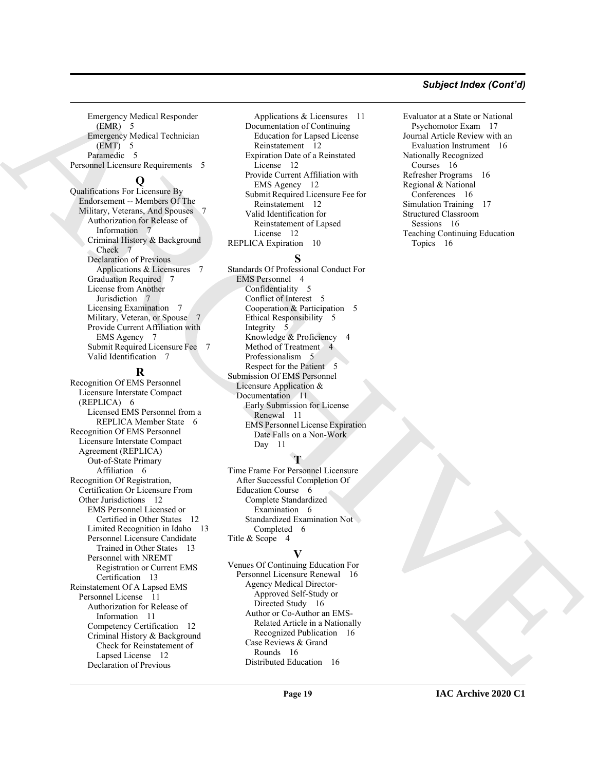Emergency Medical Responder (EMR) 5
Emergency Medical Technician (EMT) 5
Paramedic 5
Personnel Licensure Requirements 5

## Q

Qualifications For Licensure By Endorsement -- Members Of The Military, Veterans, And Spouses 7
Authorization for Release of Information 7
Criminal History & Background Check 7
Declaration of Previous Applications & Licensures 7
Graduation Required 7
License from Another Jurisdiction 7
Licensing Examination 7
Military, Veteran, or Spouse 7
Provide Current Affiliation with EMS Agency 7
Submit Required Licensure Fee 7
Valid Identification 7

## R

Recognition Of EMS Personnel Licensure Interstate Compact (REPLICA) 6
Licensed EMS Personnel from a REPLICA Member State 6
Recognition Of EMS Personnel Licensure Interstate Compact Agreement (REPLICA)
Out-of-State Primary Affiliation 6
Recognition Of Registration, Certification Or Licensure From Other Jurisdictions 12
EMS Personnel Licensed or Certified in Other States 12
Limited Recognition in Idaho 13
Personnel Licensure Candidate Trained in Other States 13
Personnel with NREMT Registration or Current EMS Certification 13
Reinstatement Of A Lapsed EMS Personnel License 11
Authorization for Release of Information 11
Competency Certification 12
Criminal History & Background Check for Reinstatement of Lapsed License 12
Declaration of Previous Applications & Licensures 11
Documentation of Continuing Education for Lapsed License Reinstatement 12
Expiration Date of a Reinstated License 12
Provide Current Affiliation with EMS Agency 12
Submit Required Licensure Fee for Reinstatement 12
Valid Identification for Reinstatement of Lapsed License 12
REPLICA Expiration 10

## S

Standards Of Professional Conduct For EMS Personnel 4
Confidentiality 5
Conflict of Interest 5
Cooperation & Participation 5
Ethical Responsibility 5
Integrity 5
Knowledge & Proficiency 4
Method of Treatment 4
Professionalism 5
Respect for the Patient 5
Submission Of EMS Personnel Licensure Application & Documentation 11
Early Submission for License Renewal 11
EMS Personnel License Expiration Date Falls on a Non-Work Day 11

## T

Time Frame For Personnel Licensure After Successful Completion Of Education Course 6
Complete Standardized Examination 6
Standardized Examination Not Completed 6
Title & Scope 4

## V

Venues Of Continuing Education For Personnel Licensure Renewal 16
Agency Medical Director-Approved Self-Study or Directed Study 16
Author or Co-Author an EMS-Related Article in a Nationally Recognized Publication 16
Case Reviews & Grand Rounds 16
Distributed Education 16
Evaluator at a State or National Psychomotor Exam 17
Journal Article Review with an Evaluation Instrument 16
Nationally Recognized Courses 16
Refresher Programs 16
Regional & National Conferences 16
Simulation Training 17
Structured Classroom Sessions 16
Teaching Continuing Education Topics 16